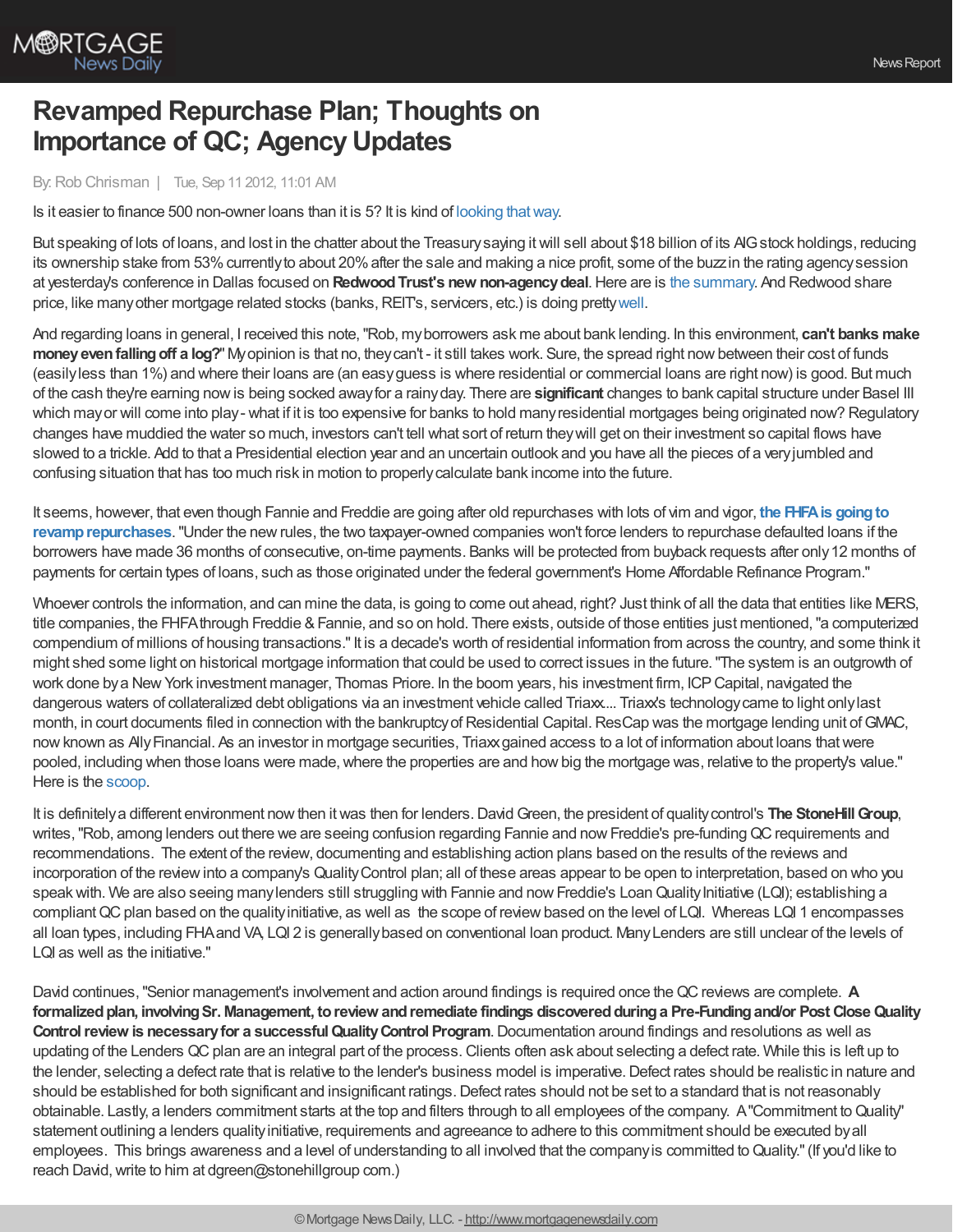# Revamped Repurchase Plan; Thoughts on Importance of QC; Agency Updates

By: Rob Chrisman | Tue, Sep 11 2012, 11:01 AM

Is it easier to finance 500 non-owner loans than it is 5? It is kind of looking that way.

But speaking of lots of loans, and lost in the chatter about the Treasury saying it will sell about $18 billion of its AIG stock holdings, reducing its ownership stake from 53% currently to about 20% after the sale and making a nice profit, some of the buzz in the rating agency session at yesterday's conference in Dallas focused on **Redwood Trust's new non-agency deal**. Here are is the summary. And Redwood share price, like many other mortgage related stocks (banks, REIT's, servicers, etc.) is doing pretty well.

And regarding loans in general, I received this note, "Rob, my borrowers ask me about bank lending. In this environment, **can't banks make money even falling off a log?**" My opinion is that no, they can't - it still takes work. Sure, the spread right now between their cost of funds (easily less than 1%) and where their loans are (an easy guess is where residential or commercial loans are right now) is good. But much of the cash they're earning now is being socked away for a rainy day. There are **significant** changes to bank capital structure under Basel III which may or will come into play - what if it is too expensive for banks to hold many residential mortgages being originated now? Regulatory changes have muddied the water so much, investors can't tell what sort of return they will get on their investment so capital flows have slowed to a trickle. Add to that a Presidential election year and an uncertain outlook and you have all the pieces of a very jumbled and confusing situation that has too much risk in motion to properly calculate bank income into the future.

It seems, however, that even though Fannie and Freddie are going after old repurchases with lots of vim and vigor, **the FHFA is going to revamp repurchases**. "Under the new rules, the two taxpayer-owned companies won't force lenders to repurchase defaulted loans if the borrowers have made 36 months of consecutive, on-time payments. Banks will be protected from buyback requests after only 12 months of payments for certain types of loans, such as those originated under the federal government's Home Affordable Refinance Program."

Whoever controls the information, and can mine the data, is going to come out ahead, right? Just think of all the data that entities like MERS, title companies, the FHFA through Freddie & Fannie, and so on hold. There exists, outside of those entities just mentioned, "a computerized compendium of millions of housing transactions." It is a decade's worth of residential information from across the country, and some think it might shed some light on historical mortgage information that could be used to correct issues in the future. "The system is an outgrowth of work done by a New York investment manager, Thomas Priore. In the boom years, his investment firm, ICP Capital, navigated the dangerous waters of collateralized debt obligations via an investment vehicle called Triaxx... Triaxx's technology came to light only last month, in court documents filed in connection with the bankruptcy of Residential Capital. ResCap was the mortgage lending unit of GMAC, now known as Ally Financial. As an investor in mortgage securities, Triaxx gained access to a lot of information about loans that were pooled, including when those loans were made, where the properties are and how big the mortgage was, relative to the property's value." Here is the scoop.

It is definitely a different environment now then it was then for lenders. David Green, the president of quality control's **The StoneHill Group**, writes, "Rob, among lenders out there we are seeing confusion regarding Fannie and now Freddie's pre-funding QC requirements and recommendations. The extent of the review, documenting and establishing action plans based on the results of the reviews and incorporation of the review into a company's Quality Control plan; all of these areas appear to be open to interpretation, based on who you speak with. We are also seeing many lenders still struggling with Fannie and now Freddie's Loan Quality Initiative (LQI); establishing a compliant QC plan based on the quality initiative, as well as the scope of review based on the level of LQI. Whereas LQI 1 encompasses all loan types, including FHA and VA, LQI 2 is generally based on conventional loan product. Many Lenders are still unclear of the levels of LQI as well as the initiative."

David continues, "Senior management's involvement and action around findings is required once the QC reviews are complete. **A formalized plan, involving Sr. Management, to review and remediate findings discovered during a Pre-Funding and/or Post Close Quality Control review is necessary for a successful Quality Control Program**. Documentation around findings and resolutions as well as updating of the Lenders QC plan are an integral part of the process. Clients often ask about selecting a defect rate. While this is left up to the lender, selecting a defect rate that is relative to the lender's business model is imperative. Defect rates should be realistic in nature and should be established for both significant and insignificant ratings. Defect rates should not be set to a standard that is not reasonably obtainable. Lastly, a lenders commitment starts at the top and filters through to all employees of the company. A "Commitment to Quality" statement outlining a lenders quality initiative, requirements and agreeance to adhere to this commitment should be executed by all employees. This brings awareness and a level of understanding to all involved that the company is committed to Quality." (If you'd like to reach David, write to him at dgreen@stonehillgroup com.)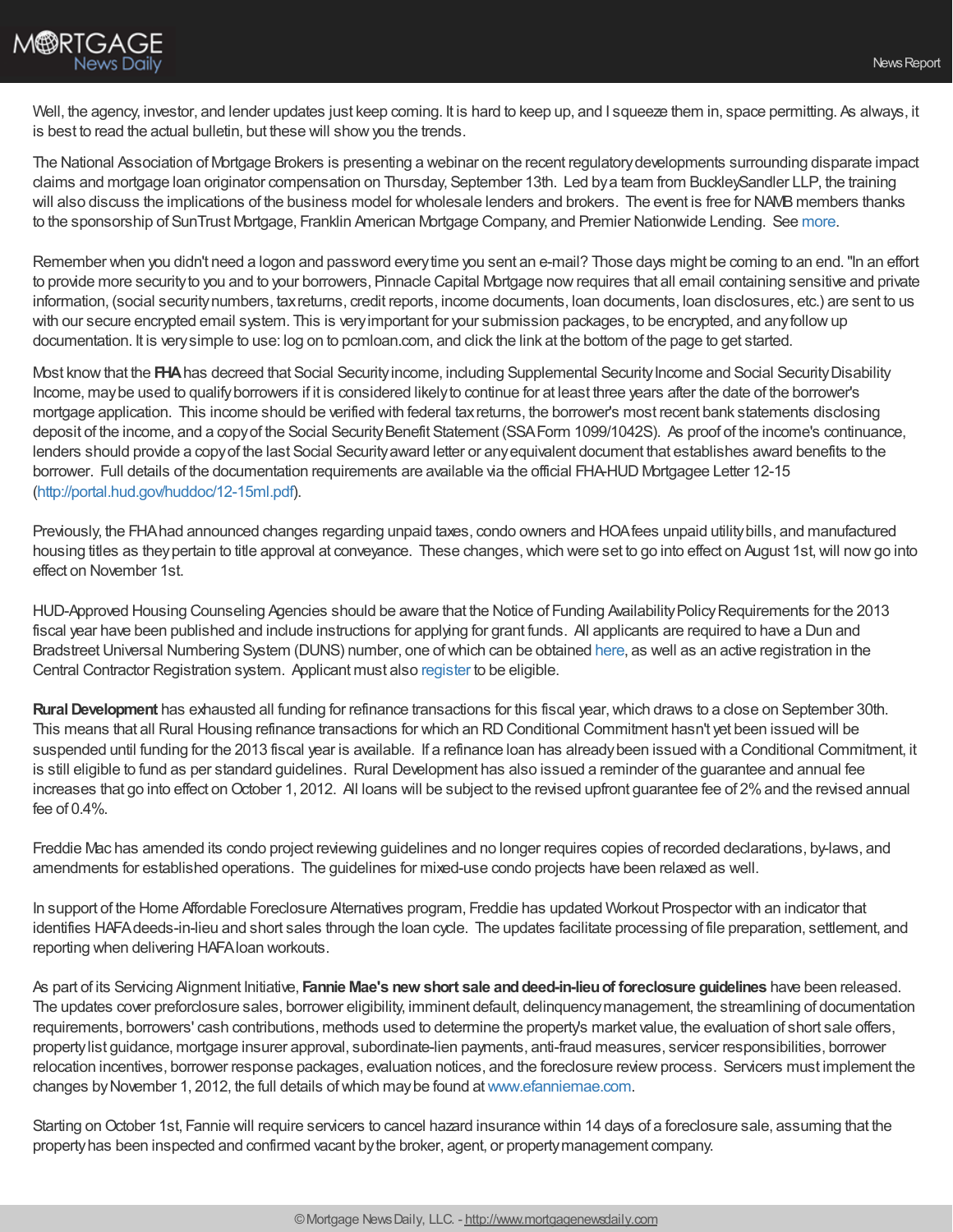Well, the agency, investor, and lender updates just keep coming. It is hard to keep up, and I squeeze them in, space permitting. As always, it is best to read the actual bulletin, but these will show you the trends.

The National Association of Mortgage Brokers is presenting a webinar on the recent regulatory developments surrounding disparate impact claims and mortgage loan originator compensation on Thursday, September 13th. Led by a team from BuckleySandler LLP, the training will also discuss the implications of the business model for wholesale lenders and brokers. The event is free for NAMB members thanks to the sponsorship of SunTrust Mortgage, Franklin American Mortgage Company, and Premier Nationwide Lending. See more.

Remember when you didn't need a logon and password every time you sent an e-mail? Those days might be coming to an end. "In an effort to provide more security to you and to your borrowers, Pinnacle Capital Mortgage now requires that all email containing sensitive and private information, (social security numbers, tax returns, credit reports, income documents, loan documents, loan disclosures, etc.) are sent to us with our secure encrypted email system. This is very important for your submission packages, to be encrypted, and any follow up documentation. It is very simple to use: log on to pcmloan.com, and click the link at the bottom of the page to get started.

Most know that the **FHA** has decreed that Social Security income, including Supplemental Security Income and Social Security Disability Income, may be used to qualify borrowers if it is considered likely to continue for at least three years after the date of the borrower's mortgage application. This income should be verified with federal tax returns, the borrower's most recent bank statements disclosing deposit of the income, and a copy of the Social Security Benefit Statement (SSA Form 1099/1042S). As proof of the income's continuance, lenders should provide a copy of the last Social Security award letter or any equivalent document that establishes award benefits to the borrower. Full details of the documentation requirements are available via the official FHA-HUD Mortgagee Letter 12-15 (http://portal.hud.gov/huddoc/12-15ml.pdf).

Previously, the FHA had announced changes regarding unpaid taxes, condo owners and HOA fees unpaid utility bills, and manufactured housing titles as they pertain to title approval at conveyance. These changes, which were set to go into effect on August 1st, will now go into effect on November 1st.

HUD-Approved Housing Counseling Agencies should be aware that the Notice of Funding Availability Policy Requirements for the 2013 fiscal year have been published and include instructions for applying for grant funds. All applicants are required to have a Dun and Bradstreet Universal Numbering System (DUNS) number, one of which can be obtained here, as well as an active registration in the Central Contractor Registration system. Applicant must also register to be eligible.

**Rural Development** has exhausted all funding for refinance transactions for this fiscal year, which draws to a close on September 30th. This means that all Rural Housing refinance transactions for which an RD Conditional Commitment hasn't yet been issued will be suspended until funding for the 2013 fiscal year is available. If a refinance loan has already been issued with a Conditional Commitment, it is still eligible to fund as per standard guidelines. Rural Development has also issued a reminder of the guarantee and annual fee increases that go into effect on October 1, 2012. All loans will be subject to the revised upfront guarantee fee of 2% and the revised annual fee of 0.4%.

Freddie Mac has amended its condo project reviewing guidelines and no longer requires copies of recorded declarations, by-laws, and amendments for established operations. The guidelines for mixed-use condo projects have been relaxed as well.

In support of the Home Affordable Foreclosure Alternatives program, Freddie has updated Workout Prospector with an indicator that identifies HAFA deeds-in-lieu and short sales through the loan cycle. The updates facilitate processing of file preparation, settlement, and reporting when delivering HAFA loan workouts.

As part of its Servicing Alignment Initiative, **Fannie Mae's new short sale and deed-in-lieu of foreclosure guidelines** have been released. The updates cover preforclosure sales, borrower eligibility, imminent default, delinquency management, the streamlining of documentation requirements, borrowers' cash contributions, methods used to determine the property's market value, the evaluation of short sale offers, property list guidance, mortgage insurer approval, subordinate-lien payments, anti-fraud measures, servicer responsibilities, borrower relocation incentives, borrower response packages, evaluation notices, and the foreclosure review process. Servicers must implement the changes by November 1, 2012, the full details of which may be found at www.efanniemae.com.

Starting on October 1st, Fannie will require servicers to cancel hazard insurance within 14 days of a foreclosure sale, assuming that the property has been inspected and confirmed vacant by the broker, agent, or property management company.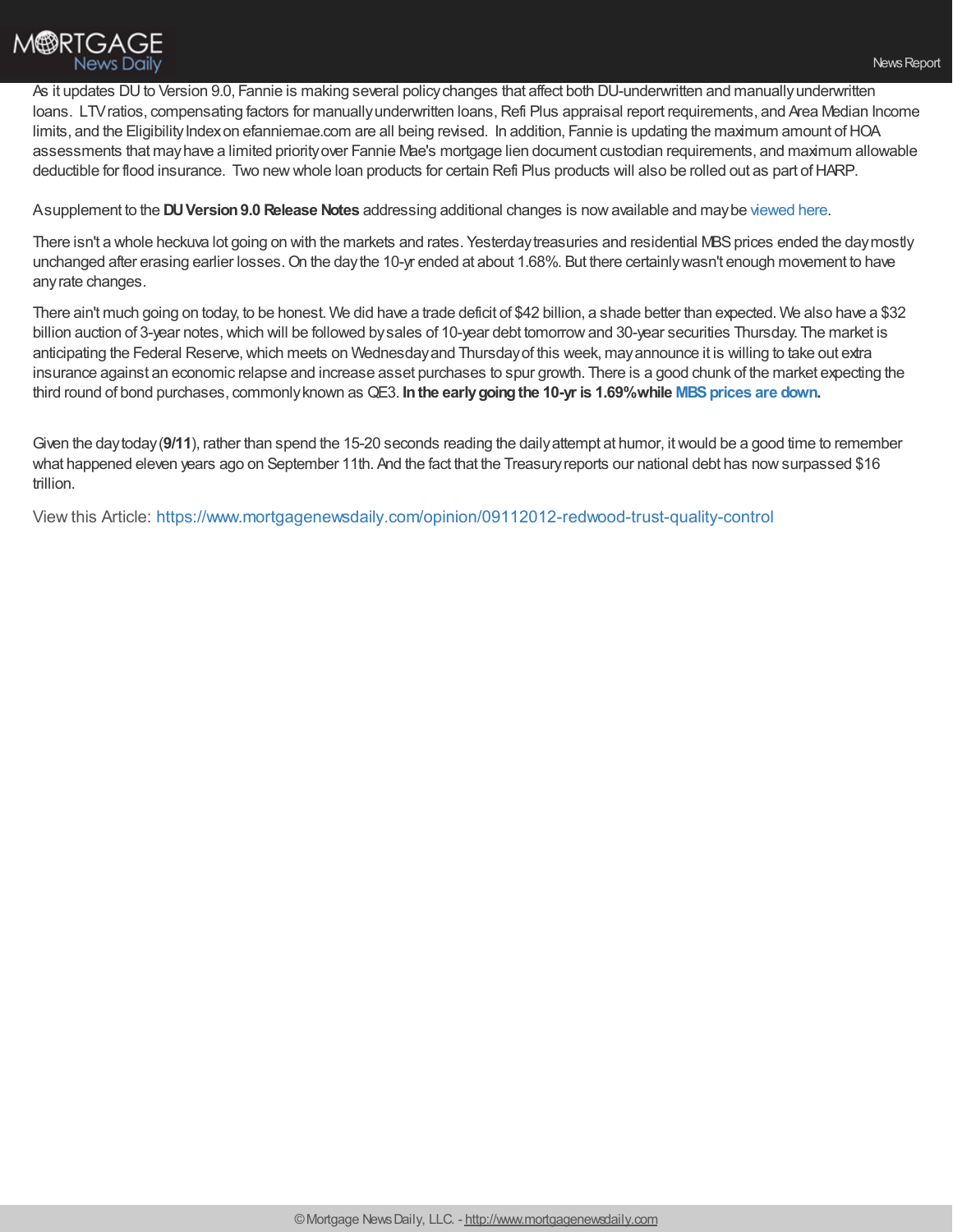As it updates DU to Version 9.0, Fannie is making several policy changes that affect both DU-underwritten and manually underwritten loans. LTV ratios, compensating factors for manually underwritten loans, Refi Plus appraisal report requirements, and Area Median Income limits, and the Eligibility Index on efanniemae.com are all being revised. In addition, Fannie is updating the maximum amount of HOA assessments that may have a limited priority over Fannie Mae's mortgage lien document custodian requirements, and maximum allowable deductible for flood insurance. Two new whole loan products for certain Refi Plus products will also be rolled out as part of HARP.

A supplement to the **DU Version 9.0 Release Notes** addressing additional changes is now available and may be viewed here.

There isn't a whole heckuva lot going on with the markets and rates. Yesterday treasuries and residential MBS prices ended the day mostly unchanged after erasing earlier losses. On the day the 10-yr ended at about 1.68%. But there certainly wasn't enough movement to have any rate changes.

There ain't much going on today, to be honest. We did have a trade deficit of $42 billion, a shade better than expected. We also have a $32 billion auction of 3-year notes, which will be followed by sales of 10-year debt tomorrow and 30-year securities Thursday. The market is anticipating the Federal Reserve, which meets on Wednesday and Thursday of this week, may announce it is willing to take out extra insurance against an economic relapse and increase asset purchases to spur growth. There is a good chunk of the market expecting the third round of bond purchases, commonly known as QE3. **In the early going the 10-yr is 1.69% while MBS prices are down.**

Given the day today (**9/11**), rather than spend the 15-20 seconds reading the daily attempt at humor, it would be a good time to remember what happened eleven years ago on September 11th. And the fact that the Treasury reports our national debt has now surpassed $16 trillion.

View this Article: https://www.mortgagenewsdaily.com/opinion/09112012-redwood-trust-quality-control